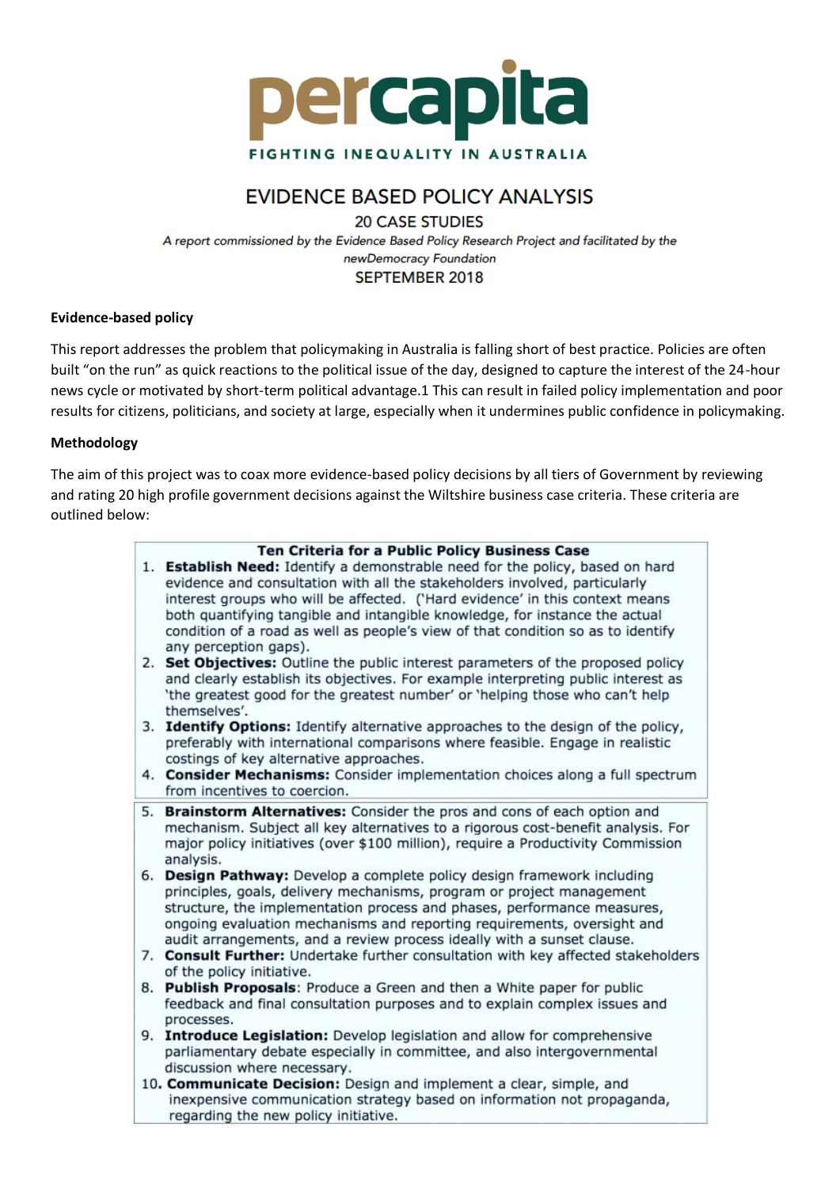# percapita

FIGHTING INEQUALITY IN AUSTRALIA

## EVIDENCE BASED POLICY ANALYSIS

### 20 CASE STUDIES

*A report commissioned by the Evidence Based Policy Research Project and facilitated by the newDemocracy Foundation*

SEPTEMBER 2018

**Evidence-based policy**

This report addresses the problem that policymaking in Australia is falling short of best practice. Policies are often built "on the run" as quick reactions to the political issue of the day, designed to capture the interest of the 24-hour news cycle or motivated by short-term political advantage.1 This can result in failed policy implementation and poor results for citizens, politicians, and society at large, especially when it undermines public confidence in policymaking.

**Methodology**

The aim of this project was to coax more evidence-based policy decisions by all tiers of Government by reviewing and rating 20 high profile government decisions against the Wiltshire business case criteria. These criteria are outlined below:

**Ten Criteria for a Public Policy Business Case**

1. **Establish Need:** Identify a demonstrable need for the policy, based on hard evidence and consultation with all the stakeholders involved, particularly interest groups who will be affected. ('Hard evidence' in this context means both quantifying tangible and intangible knowledge, for instance the actual condition of a road as well as people's view of that condition so as to identify any perception gaps).
2. **Set Objectives:** Outline the public interest parameters of the proposed policy and clearly establish its objectives. For example interpreting public interest as 'the greatest good for the greatest number' or 'helping those who can't help themselves'.
3. **Identify Options:** Identify alternative approaches to the design of the policy, preferably with international comparisons where feasible. Engage in realistic costings of key alternative approaches.
4. **Consider Mechanisms:** Consider implementation choices along a full spectrum from incentives to coercion.
5. **Brainstorm Alternatives:** Consider the pros and cons of each option and mechanism. Subject all key alternatives to a rigorous cost-benefit analysis. For major policy initiatives (over $100 million), require a Productivity Commission analysis.
6. **Design Pathway:** Develop a complete policy design framework including principles, goals, delivery mechanisms, program or project management structure, the implementation process and phases, performance measures, ongoing evaluation mechanisms and reporting requirements, oversight and audit arrangements, and a review process ideally with a sunset clause.
7. **Consult Further:** Undertake further consultation with key affected stakeholders of the policy initiative.
8. **Publish Proposals**: Produce a Green and then a White paper for public feedback and final consultation purposes and to explain complex issues and processes.
9. **Introduce Legislation:** Develop legislation and allow for comprehensive parliamentary debate especially in committee, and also intergovernmental discussion where necessary.
10. **Communicate Decision:** Design and implement a clear, simple, and inexpensive communication strategy based on information not propaganda, regarding the new policy initiative.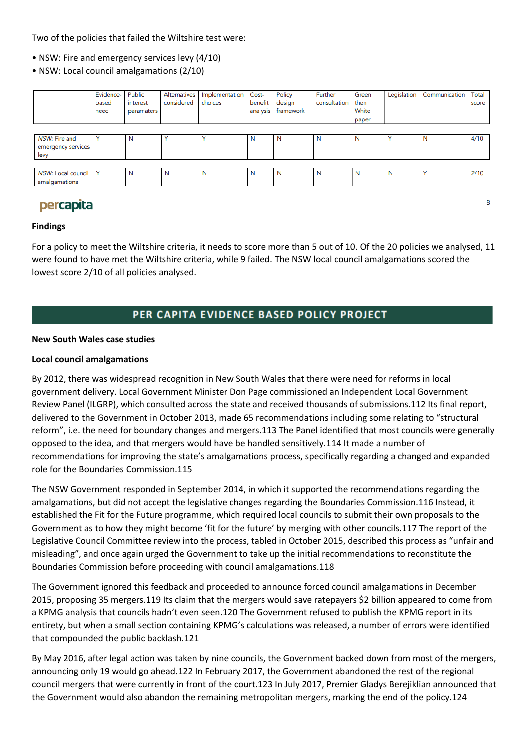Two of the policies that failed the Wiltshire test were:

- NSW: Fire and emergency services levy (4/10)
- NSW: Local council amalgamations (2/10)

| | Evidence-based need | Public interest paramaters | Alternatives considered | Implementation choices | Cost-benefit analysis | Policy design framework | Further consultation | Green then White paper | Legislation | Communication | Total score |
|---|---|---|---|---|---|---|---|---|---|---|---|
| *NSW:* Fire and emergency services levy | Y | N | Y | Y | N | N | N | N | Y | N | 4/10 |
| *NSW:* Local council amalgamations | Y | N | N | N | N | N | N | N | N | Y | 2/10 |

percapita

### Findings

For a policy to meet the Wiltshire criteria, it needs to score more than 5 out of 10. Of the 20 policies we analysed, 11 were found to have met the Wiltshire criteria, while 9 failed. The NSW local council amalgamations scored the lowest score 2/10 of all policies analysed.

## PER CAPITA EVIDENCE BASED POLICY PROJECT

### New South Wales case studies

### Local council amalgamations

By 2012, there was widespread recognition in New South Wales that there were need for reforms in local government delivery. Local Government Minister Don Page commissioned an Independent Local Government Review Panel (ILGRP), which consulted across the state and received thousands of submissions.112 Its final report, delivered to the Government in October 2013, made 65 recommendations including some relating to "structural reform", i.e. the need for boundary changes and mergers.113 The Panel identified that most councils were generally opposed to the idea, and that mergers would have be handled sensitively.114 It made a number of recommendations for improving the state's amalgamations process, specifically regarding a changed and expanded role for the Boundaries Commission.115

The NSW Government responded in September 2014, in which it supported the recommendations regarding the amalgamations, but did not accept the legislative changes regarding the Boundaries Commission.116 Instead, it established the Fit for the Future programme, which required local councils to submit their own proposals to the Government as to how they might become 'fit for the future' by merging with other councils.117 The report of the Legislative Council Committee review into the process, tabled in October 2015, described this process as "unfair and misleading", and once again urged the Government to take up the initial recommendations to reconstitute the Boundaries Commission before proceeding with council amalgamations.118

The Government ignored this feedback and proceeded to announce forced council amalgamations in December 2015, proposing 35 mergers.119 Its claim that the mergers would save ratepayers $2 billion appeared to come from a KPMG analysis that councils hadn't even seen.120 The Government refused to publish the KPMG report in its entirety, but when a small section containing KPMG's calculations was released, a number of errors were identified that compounded the public backlash.121

By May 2016, after legal action was taken by nine councils, the Government backed down from most of the mergers, announcing only 19 would go ahead.122 In February 2017, the Government abandoned the rest of the regional council mergers that were currently in front of the court.123 In July 2017, Premier Gladys Berejiklian announced that the Government would also abandon the remaining metropolitan mergers, marking the end of the policy.124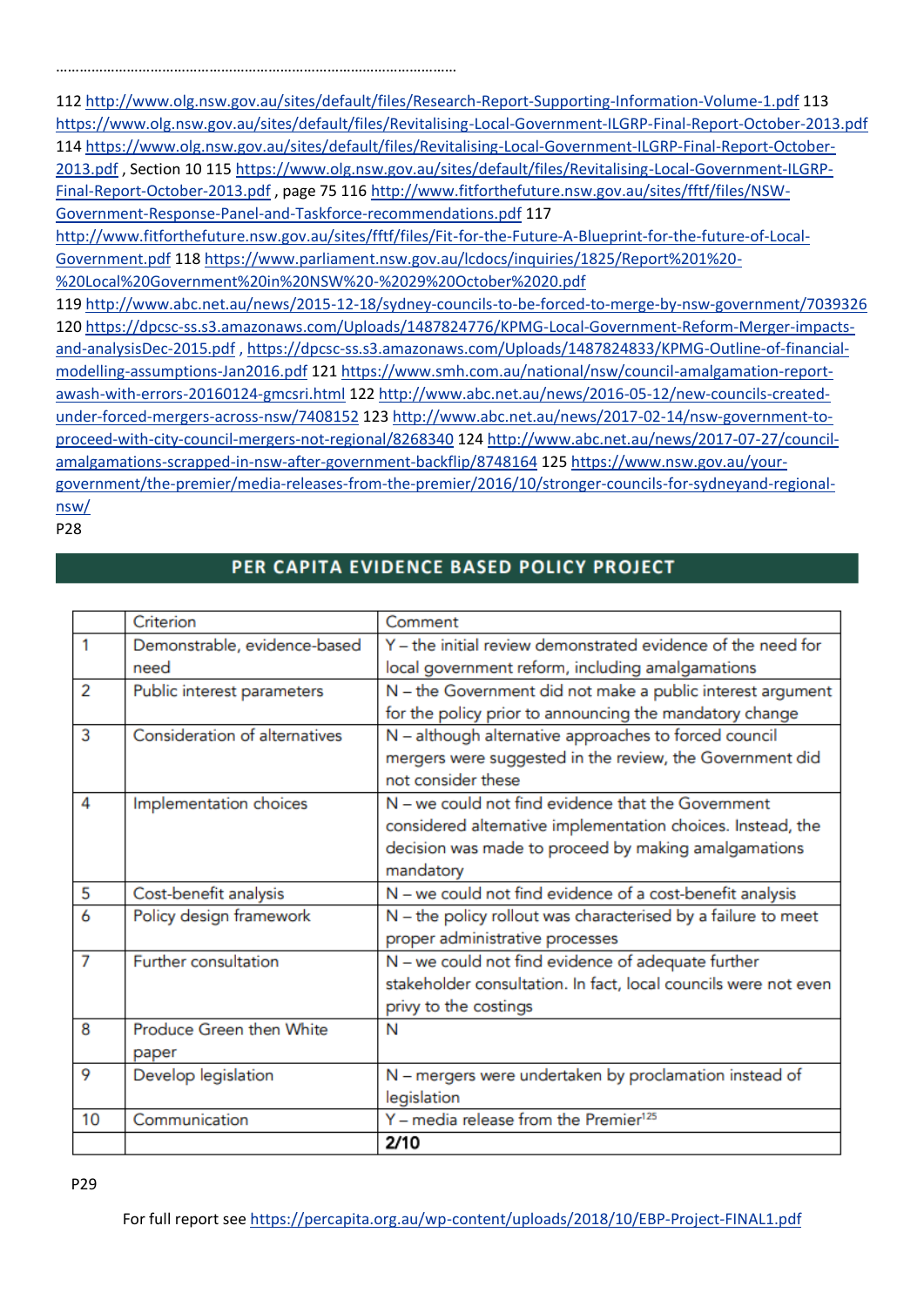………………………………………………………………………………………

112 http://www.olg.nsw.gov.au/sites/default/files/Research-Report-Supporting-Information-Volume-1.pdf 113 https://www.olg.nsw.gov.au/sites/default/files/Revitalising-Local-Government-ILGRP-Final-Report-October-2013.pdf 114 https://www.olg.nsw.gov.au/sites/default/files/Revitalising-Local-Government-ILGRP-Final-Report-October-2013.pdf , Section 10 115 https://www.olg.nsw.gov.au/sites/default/files/Revitalising-Local-Government-ILGRP-Final-Report-October-2013.pdf , page 75 116 http://www.fitforthefuture.nsw.gov.au/sites/fftf/files/NSW-Government-Response-Panel-and-Taskforce-recommendations.pdf 117 http://www.fitforthefuture.nsw.gov.au/sites/fftf/files/Fit-for-the-Future-A-Blueprint-for-the-future-of-Local-Government.pdf 118 https://www.parliament.nsw.gov.au/lcdocs/inquiries/1825/Report%201%20-%20Local%20Government%20in%20NSW%20-%2029%20October%2020.pdf 119 http://www.abc.net.au/news/2015-12-18/sydney-councils-to-be-forced-to-merge-by-nsw-government/7039326 120 https://dpcsc-ss.s3.amazonaws.com/Uploads/1487824776/KPMG-Local-Government-Reform-Merger-impacts-and-analysisDec-2015.pdf , https://dpcsc-ss.s3.amazonaws.com/Uploads/1487824833/KPMG-Outline-of-financial-modelling-assumptions-Jan2016.pdf 121 https://www.smh.com.au/national/nsw/council-amalgamation-report-awash-with-errors-20160124-gmcsri.html 122 http://www.abc.net.au/news/2016-05-12/new-councils-created-under-forced-mergers-across-nsw/7408152 123 http://www.abc.net.au/news/2017-02-14/nsw-government-to-proceed-with-city-council-mergers-not-regional/8268340 124 http://www.abc.net.au/news/2017-07-27/council-amalgamations-scrapped-in-nsw-after-government-backflip/8748164 125 https://www.nsw.gov.au/your-government/the-premier/media-releases-from-the-premier/2016/10/stronger-councils-for-sydneyand-regional-nsw/

P28

## PER CAPITA EVIDENCE BASED POLICY PROJECT

| | Criterion | Comment |
|---|---|---|
| 1 | Demonstrable, evidence-based need | Y – the initial review demonstrated evidence of the need for local government reform, including amalgamations |
| 2 | Public interest parameters | N – the Government did not make a public interest argument for the policy prior to announcing the mandatory change |
| 3 | Consideration of alternatives | N – although alternative approaches to forced council mergers were suggested in the review, the Government did not consider these |
| 4 | Implementation choices | N – we could not find evidence that the Government considered alternative implementation choices. Instead, the decision was made to proceed by making amalgamations mandatory |
| 5 | Cost-benefit analysis | N – we could not find evidence of a cost-benefit analysis |
| 6 | Policy design framework | N – the policy rollout was characterised by a failure to meet proper administrative processes |
| 7 | Further consultation | N – we could not find evidence of adequate further stakeholder consultation. In fact, local councils were not even privy to the costings |
| 8 | Produce Green then White paper | N |
| 9 | Develop legislation | N – mergers were undertaken by proclamation instead of legislation |
| 10 | Communication | Y – media release from the Premier[125] |
| | | **2/10** |

P29

For full report see https://percapita.org.au/wp-content/uploads/2018/10/EBP-Project-FINAL1.pdf